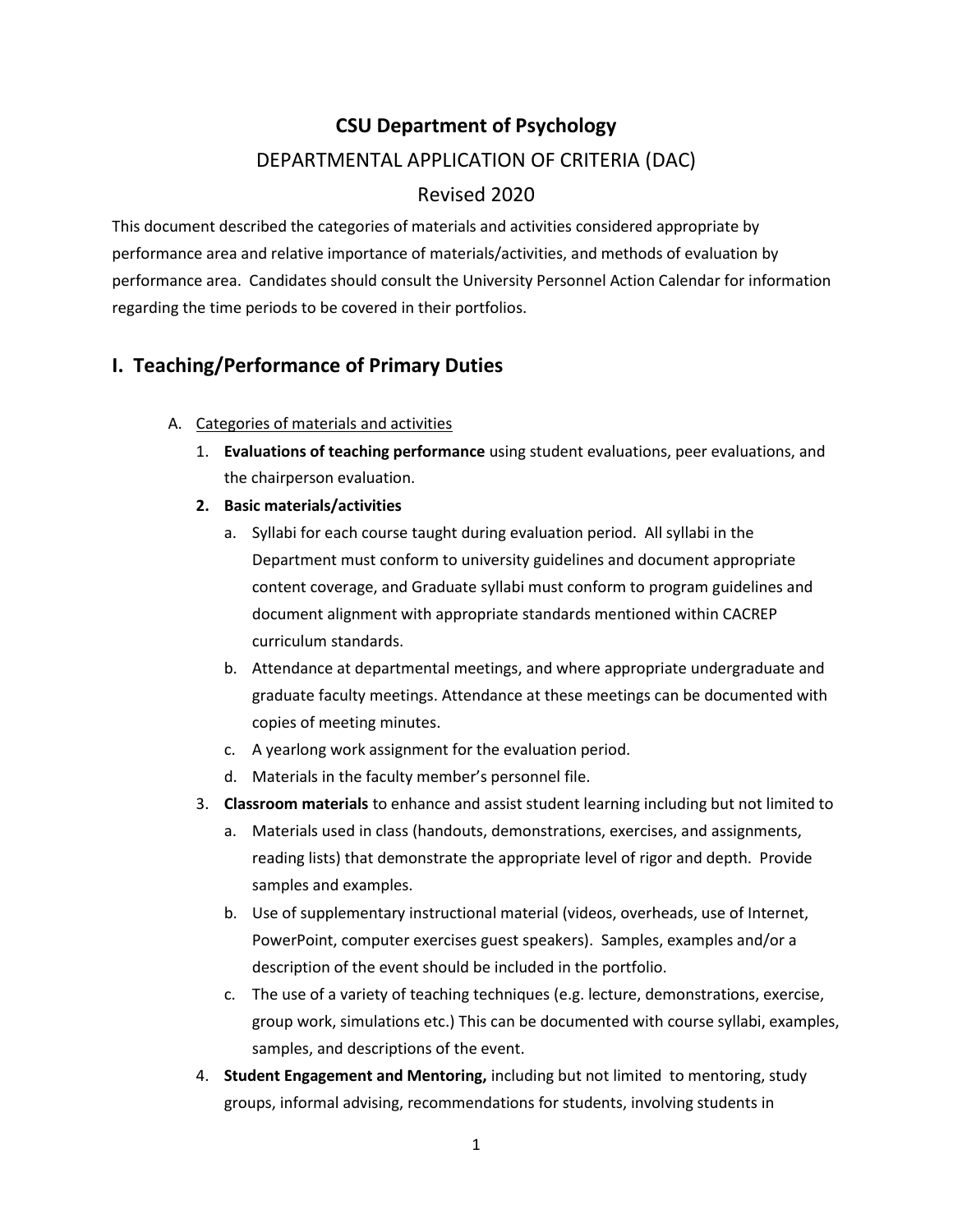# CSU Department of Psychology

DEPARTMENTAL APPLICATION OF CRITERIA (DAC)

Revised 2020

This document described the categories of materials and activities considered appropriate by performance area and relative importance of materials/activities, and methods of evaluation by performance area. Candidates should consult the University Personnel Action Calendar for information regarding the time periods to be covered in their portfolios.

## I. Teaching/Performance of Primary Duties

A. Categories of materials and activities

1. **Evaluations of teaching performance** using student evaluations, peer evaluations, and the chairperson evaluation.
2. **Basic materials/activities**
   a. Syllabi for each course taught during evaluation period. All syllabi in the Department must conform to university guidelines and document appropriate content coverage, and Graduate syllabi must conform to program guidelines and document alignment with appropriate standards mentioned within CACREP curriculum standards.
   b. Attendance at departmental meetings, and where appropriate undergraduate and graduate faculty meetings. Attendance at these meetings can be documented with copies of meeting minutes.
   c. A yearlong work assignment for the evaluation period.
   d. Materials in the faculty member's personnel file.
3. **Classroom materials** to enhance and assist student learning including but not limited to
   a. Materials used in class (handouts, demonstrations, exercises, and assignments, reading lists) that demonstrate the appropriate level of rigor and depth. Provide samples and examples.
   b. Use of supplementary instructional material (videos, overheads, use of Internet, PowerPoint, computer exercises guest speakers). Samples, examples and/or a description of the event should be included in the portfolio.
   c. The use of a variety of teaching techniques (e.g. lecture, demonstrations, exercise, group work, simulations etc.) This can be documented with course syllabi, examples, samples, and descriptions of the event.
4. **Student Engagement and Mentoring,** including but not limited to mentoring, study groups, informal advising, recommendations for students, involving students in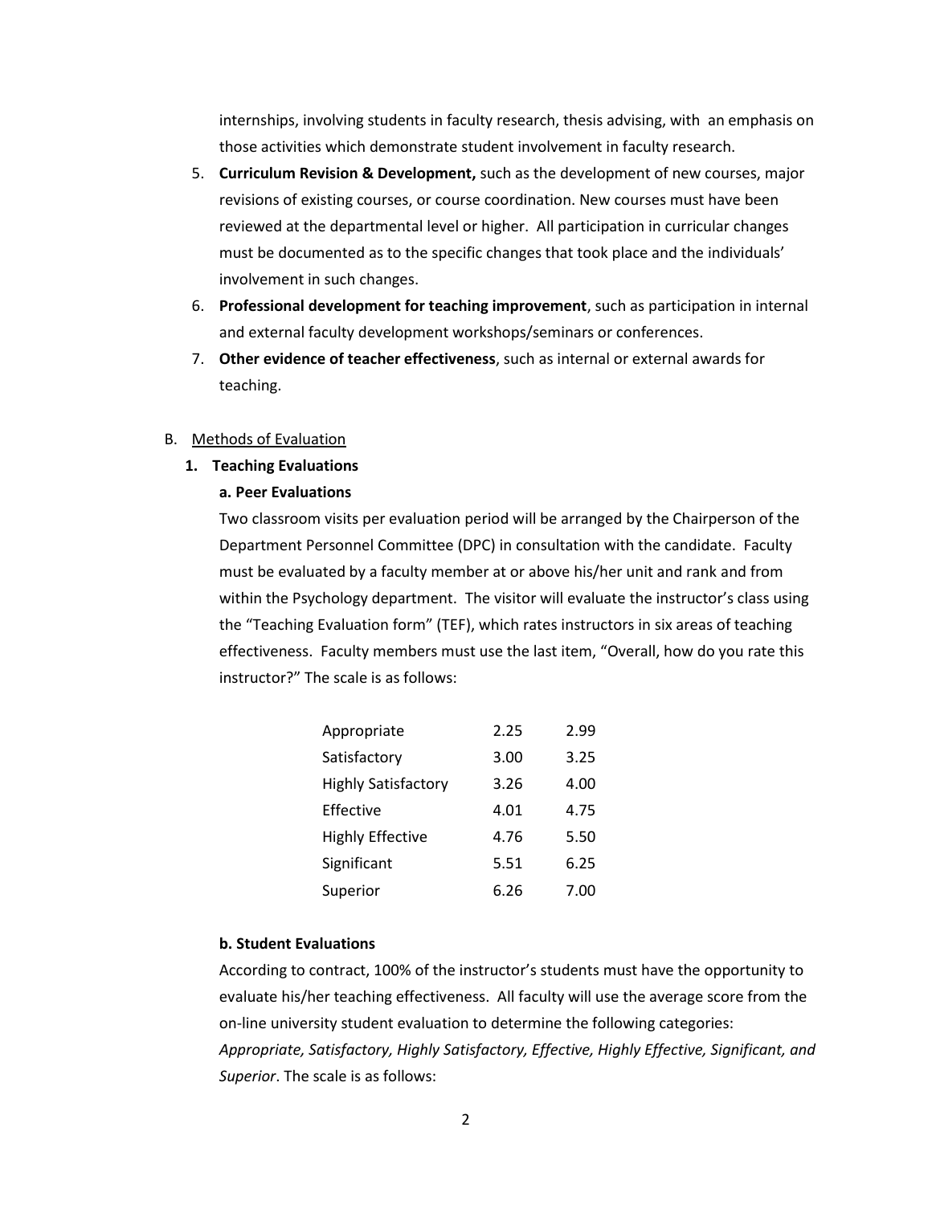internships, involving students in faculty research, thesis advising, with an emphasis on those activities which demonstrate student involvement in faculty research.

5. **Curriculum Revision & Development,** such as the development of new courses, major revisions of existing courses, or course coordination. New courses must have been reviewed at the departmental level or higher. All participation in curricular changes must be documented as to the specific changes that took place and the individuals' involvement in such changes.
6. **Professional development for teaching improvement**, such as participation in internal and external faculty development workshops/seminars or conferences.
7. **Other evidence of teacher effectiveness**, such as internal or external awards for teaching.

B. Methods of Evaluation

**1. Teaching Evaluations**

**a. Peer Evaluations**

Two classroom visits per evaluation period will be arranged by the Chairperson of the Department Personnel Committee (DPC) in consultation with the candidate. Faculty must be evaluated by a faculty member at or above his/her unit and rank and from within the Psychology department. The visitor will evaluate the instructor's class using the "Teaching Evaluation form" (TEF), which rates instructors in six areas of teaching effectiveness. Faculty members must use the last item, "Overall, how do you rate this instructor?" The scale is as follows:

| | | |
|---|---|---|
| Appropriate | 2.25 | 2.99 |
| Satisfactory | 3.00 | 3.25 |
| Highly Satisfactory | 3.26 | 4.00 |
| Effective | 4.01 | 4.75 |
| Highly Effective | 4.76 | 5.50 |
| Significant | 5.51 | 6.25 |
| Superior | 6.26 | 7.00 |

**b. Student Evaluations**

According to contract, 100% of the instructor's students must have the opportunity to evaluate his/her teaching effectiveness. All faculty will use the average score from the on-line university student evaluation to determine the following categories: *Appropriate, Satisfactory, Highly Satisfactory, Effective, Highly Effective, Significant, and Superior*. The scale is as follows: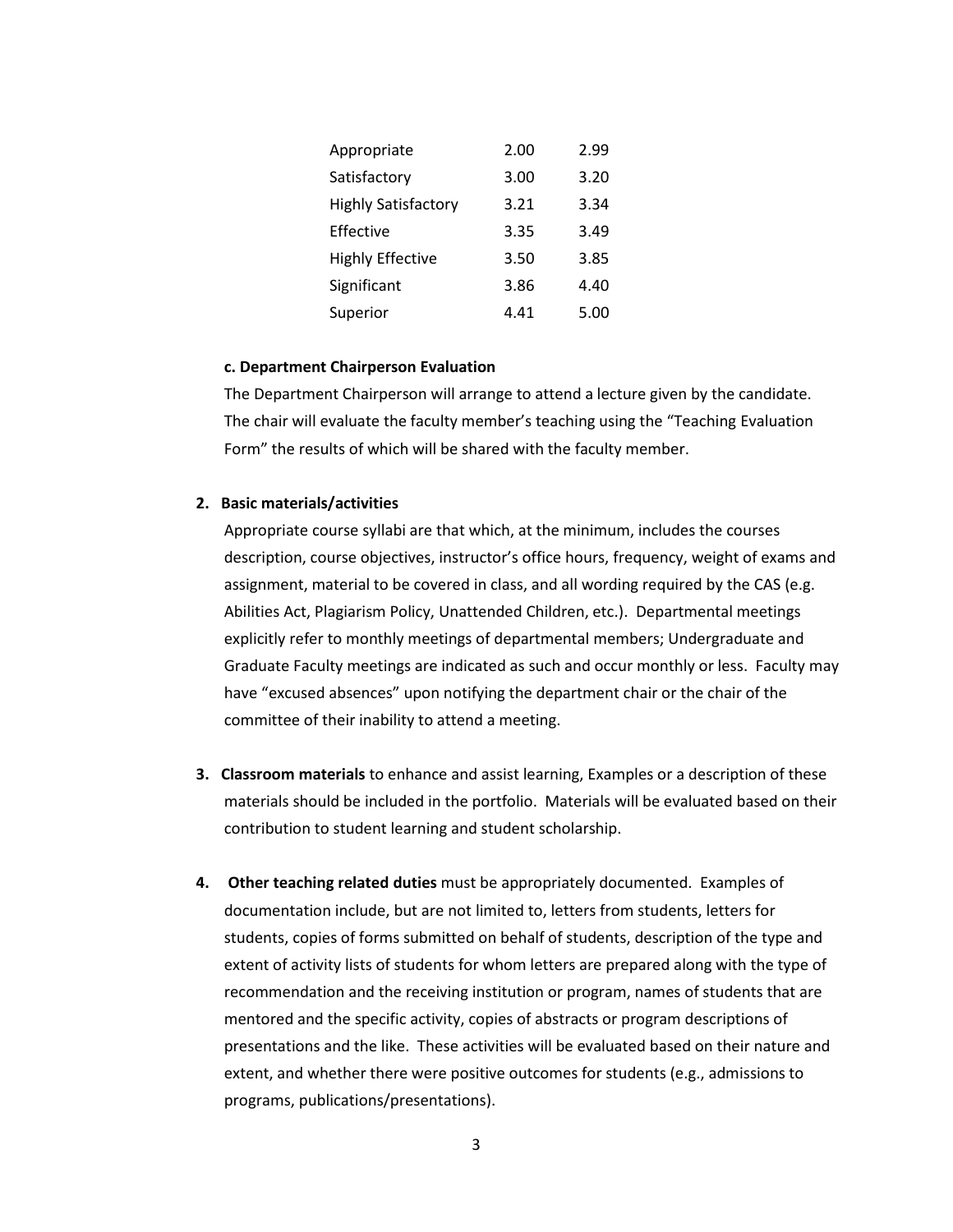| | | |
|---|---|---|
| Appropriate | 2.00 | 2.99 |
| Satisfactory | 3.00 | 3.20 |
| Highly Satisfactory | 3.21 | 3.34 |
| Effective | 3.35 | 3.49 |
| Highly Effective | 3.50 | 3.85 |
| Significant | 3.86 | 4.40 |
| Superior | 4.41 | 5.00 |

**c. Department Chairperson Evaluation**

The Department Chairperson will arrange to attend a lecture given by the candidate. The chair will evaluate the faculty member's teaching using the "Teaching Evaluation Form" the results of which will be shared with the faculty member.

2. **Basic materials/activities**

   Appropriate course syllabi are that which, at the minimum, includes the courses description, course objectives, instructor's office hours, frequency, weight of exams and assignment, material to be covered in class, and all wording required by the CAS (e.g. Abilities Act, Plagiarism Policy, Unattended Children, etc.). Departmental meetings explicitly refer to monthly meetings of departmental members; Undergraduate and Graduate Faculty meetings are indicated as such and occur monthly or less. Faculty may have "excused absences" upon notifying the department chair or the chair of the committee of their inability to attend a meeting.

3. **Classroom materials** to enhance and assist learning, Examples or a description of these materials should be included in the portfolio. Materials will be evaluated based on their contribution to student learning and student scholarship.

4. **Other teaching related duties** must be appropriately documented. Examples of documentation include, but are not limited to, letters from students, letters for students, copies of forms submitted on behalf of students, description of the type and extent of activity lists of students for whom letters are prepared along with the type of recommendation and the receiving institution or program, names of students that are mentored and the specific activity, copies of abstracts or program descriptions of presentations and the like. These activities will be evaluated based on their nature and extent, and whether there were positive outcomes for students (e.g., admissions to programs, publications/presentations).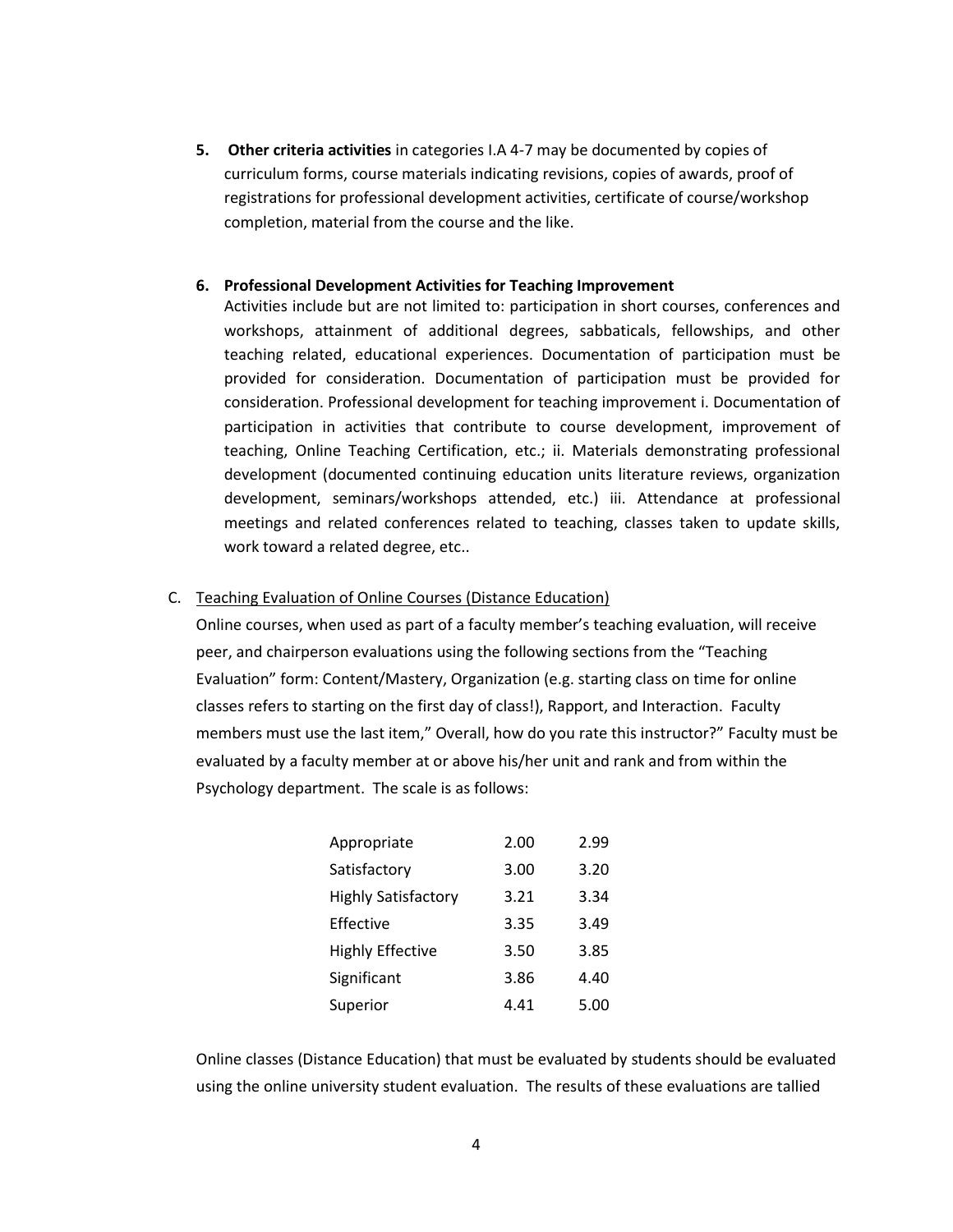5. **Other criteria activities** in categories I.A 4-7 may be documented by copies of curriculum forms, course materials indicating revisions, copies of awards, proof of registrations for professional development activities, certificate of course/workshop completion, material from the course and the like.

6. **Professional Development Activities for Teaching Improvement**
   Activities include but are not limited to: participation in short courses, conferences and workshops, attainment of additional degrees, sabbaticals, fellowships, and other teaching related, educational experiences. Documentation of participation must be provided for consideration. Documentation of participation must be provided for consideration. Professional development for teaching improvement i. Documentation of participation in activities that contribute to course development, improvement of teaching, Online Teaching Certification, etc.; ii. Materials demonstrating professional development (documented continuing education units literature reviews, organization development, seminars/workshops attended, etc.) iii. Attendance at professional meetings and related conferences related to teaching, classes taken to update skills, work toward a related degree, etc..

C. Teaching Evaluation of Online Courses (Distance Education)

Online courses, when used as part of a faculty member's teaching evaluation, will receive peer, and chairperson evaluations using the following sections from the "Teaching Evaluation" form: Content/Mastery, Organization (e.g. starting class on time for online classes refers to starting on the first day of class!), Rapport, and Interaction. Faculty members must use the last item," Overall, how do you rate this instructor?" Faculty must be evaluated by a faculty member at or above his/her unit and rank and from within the Psychology department. The scale is as follows:

| | | |
|---|---|---|
| Appropriate | 2.00 | 2.99 |
| Satisfactory | 3.00 | 3.20 |
| Highly Satisfactory | 3.21 | 3.34 |
| Effective | 3.35 | 3.49 |
| Highly Effective | 3.50 | 3.85 |
| Significant | 3.86 | 4.40 |
| Superior | 4.41 | 5.00 |

Online classes (Distance Education) that must be evaluated by students should be evaluated using the online university student evaluation. The results of these evaluations are tallied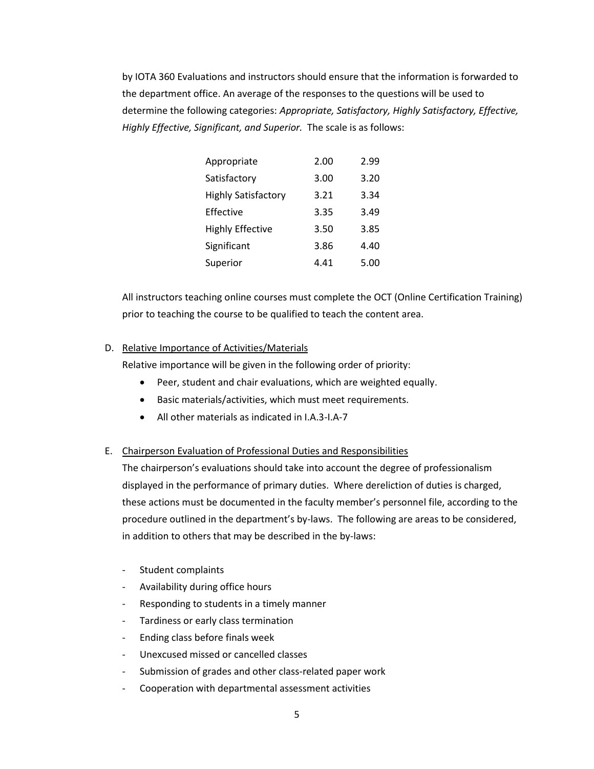by IOTA 360 Evaluations and instructors should ensure that the information is forwarded to the department office. An average of the responses to the questions will be used to determine the following categories: *Appropriate, Satisfactory, Highly Satisfactory, Effective, Highly Effective, Significant, and Superior.* The scale is as follows:

| | | |
|---|---|---|
| Appropriate | 2.00 | 2.99 |
| Satisfactory | 3.00 | 3.20 |
| Highly Satisfactory | 3.21 | 3.34 |
| Effective | 3.35 | 3.49 |
| Highly Effective | 3.50 | 3.85 |
| Significant | 3.86 | 4.40 |
| Superior | 4.41 | 5.00 |

All instructors teaching online courses must complete the OCT (Online Certification Training) prior to teaching the course to be qualified to teach the content area.

D. <u>Relative Importance of Activities/Materials</u>

Relative importance will be given in the following order of priority:

- Peer, student and chair evaluations, which are weighted equally.
- Basic materials/activities, which must meet requirements.
- All other materials as indicated in I.A.3-I.A-7

E. <u>Chairperson Evaluation of Professional Duties and Responsibilities</u>

The chairperson's evaluations should take into account the degree of professionalism displayed in the performance of primary duties. Where dereliction of duties is charged, these actions must be documented in the faculty member's personnel file, according to the procedure outlined in the department's by-laws. The following are areas to be considered, in addition to others that may be described in the by-laws:

- Student complaints
- Availability during office hours
- Responding to students in a timely manner
- Tardiness or early class termination
- Ending class before finals week
- Unexcused missed or cancelled classes
- Submission of grades and other class-related paper work
- Cooperation with departmental assessment activities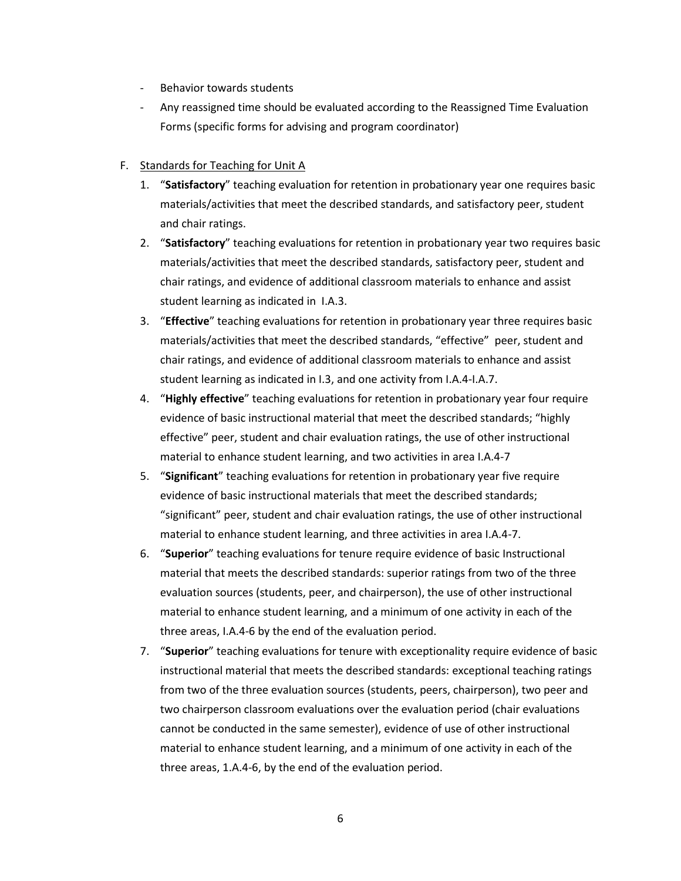- Behavior towards students
- Any reassigned time should be evaluated according to the Reassigned Time Evaluation Forms (specific forms for advising and program coordinator)

F. Standards for Teaching for Unit A

1. "**Satisfactory**" teaching evaluation for retention in probationary year one requires basic materials/activities that meet the described standards, and satisfactory peer, student and chair ratings.
2. "**Satisfactory**" teaching evaluations for retention in probationary year two requires basic materials/activities that meet the described standards, satisfactory peer, student and chair ratings, and evidence of additional classroom materials to enhance and assist student learning as indicated in I.A.3.
3. "**Effective**" teaching evaluations for retention in probationary year three requires basic materials/activities that meet the described standards, "effective" peer, student and chair ratings, and evidence of additional classroom materials to enhance and assist student learning as indicated in I.3, and one activity from I.A.4-I.A.7.
4. "**Highly effective**" teaching evaluations for retention in probationary year four require evidence of basic instructional material that meet the described standards; "highly effective" peer, student and chair evaluation ratings, the use of other instructional material to enhance student learning, and two activities in area I.A.4-7
5. "**Significant**" teaching evaluations for retention in probationary year five require evidence of basic instructional materials that meet the described standards; "significant" peer, student and chair evaluation ratings, the use of other instructional material to enhance student learning, and three activities in area I.A.4-7.
6. "**Superior**" teaching evaluations for tenure require evidence of basic Instructional material that meets the described standards: superior ratings from two of the three evaluation sources (students, peer, and chairperson), the use of other instructional material to enhance student learning, and a minimum of one activity in each of the three areas, I.A.4-6 by the end of the evaluation period.
7. "**Superior**" teaching evaluations for tenure with exceptionality require evidence of basic instructional material that meets the described standards: exceptional teaching ratings from two of the three evaluation sources (students, peers, chairperson), two peer and two chairperson classroom evaluations over the evaluation period (chair evaluations cannot be conducted in the same semester), evidence of use of other instructional material to enhance student learning, and a minimum of one activity in each of the three areas, 1.A.4-6, by the end of the evaluation period.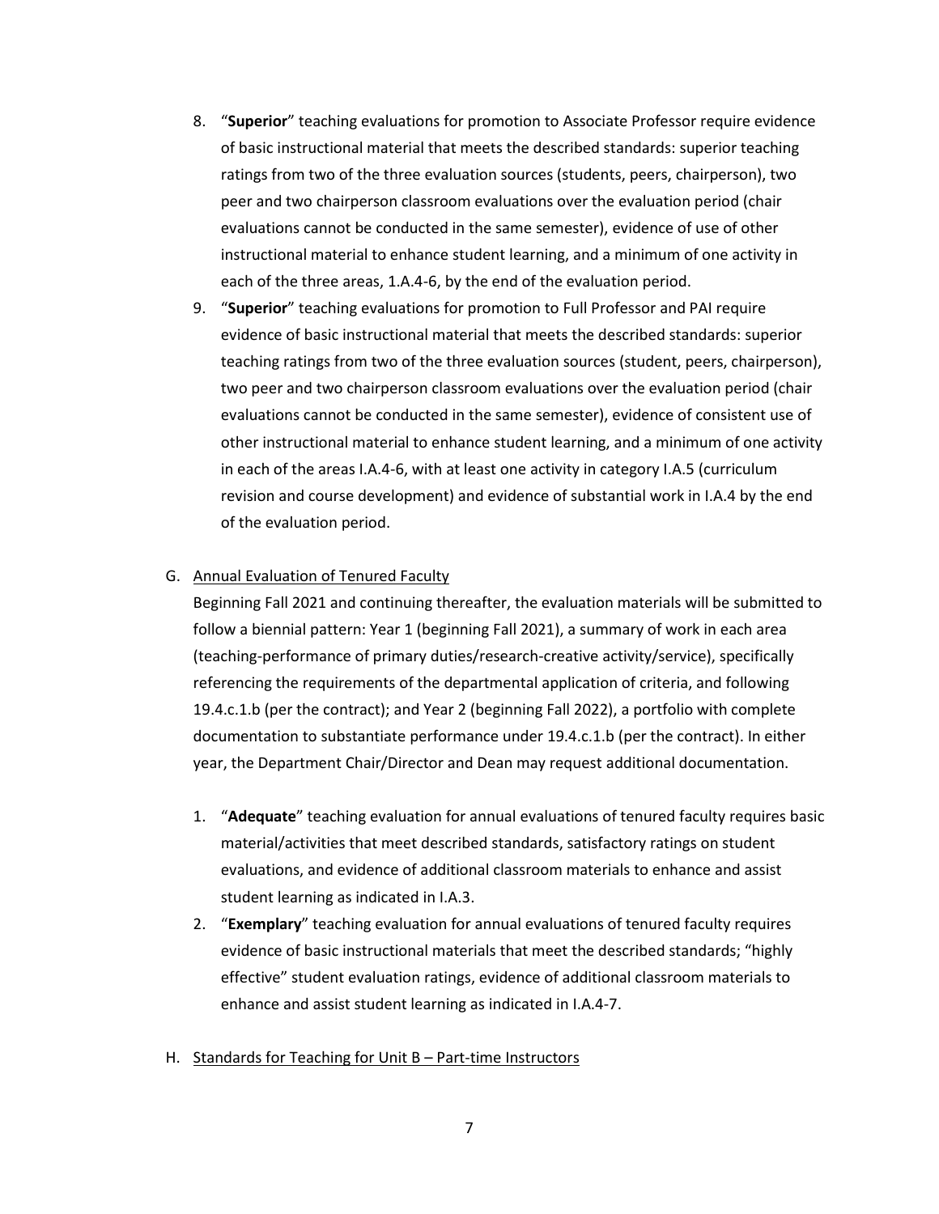8. "**Superior**" teaching evaluations for promotion to Associate Professor require evidence of basic instructional material that meets the described standards: superior teaching ratings from two of the three evaluation sources (students, peers, chairperson), two peer and two chairperson classroom evaluations over the evaluation period (chair evaluations cannot be conducted in the same semester), evidence of use of other instructional material to enhance student learning, and a minimum of one activity in each of the three areas, 1.A.4-6, by the end of the evaluation period.
9. "**Superior**" teaching evaluations for promotion to Full Professor and PAI require evidence of basic instructional material that meets the described standards: superior teaching ratings from two of the three evaluation sources (student, peers, chairperson), two peer and two chairperson classroom evaluations over the evaluation period (chair evaluations cannot be conducted in the same semester), evidence of consistent use of other instructional material to enhance student learning, and a minimum of one activity in each of the areas I.A.4-6, with at least one activity in category I.A.5 (curriculum revision and course development) and evidence of substantial work in I.A.4 by the end of the evaluation period.

G. <u>Annual Evaluation of Tenured Faculty</u>

Beginning Fall 2021 and continuing thereafter, the evaluation materials will be submitted to follow a biennial pattern: Year 1 (beginning Fall 2021), a summary of work in each area (teaching-performance of primary duties/research-creative activity/service), specifically referencing the requirements of the departmental application of criteria, and following 19.4.c.1.b (per the contract); and Year 2 (beginning Fall 2022), a portfolio with complete documentation to substantiate performance under 19.4.c.1.b (per the contract). In either year, the Department Chair/Director and Dean may request additional documentation.

1. "**Adequate**" teaching evaluation for annual evaluations of tenured faculty requires basic material/activities that meet described standards, satisfactory ratings on student evaluations, and evidence of additional classroom materials to enhance and assist student learning as indicated in I.A.3.
2. "**Exemplary**" teaching evaluation for annual evaluations of tenured faculty requires evidence of basic instructional materials that meet the described standards; "highly effective" student evaluation ratings, evidence of additional classroom materials to enhance and assist student learning as indicated in I.A.4-7.

H. <u>Standards for Teaching for Unit B – Part-time Instructors</u>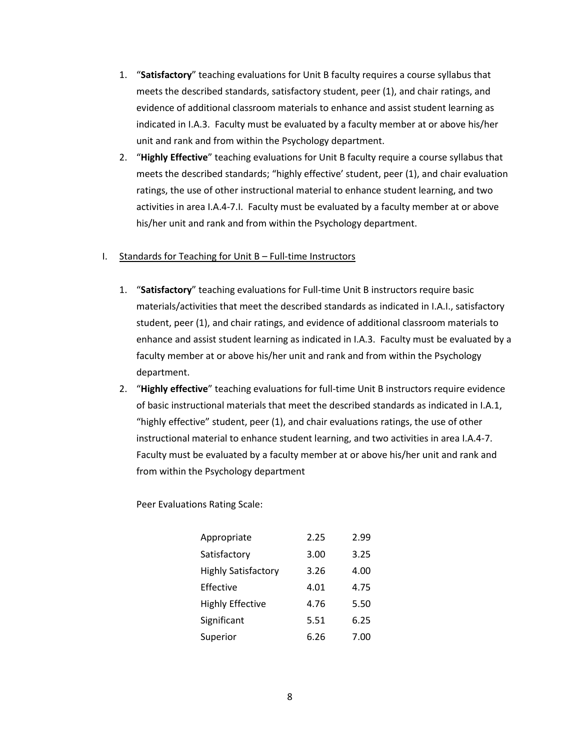1. "**Satisfactory**" teaching evaluations for Unit B faculty requires a course syllabus that meets the described standards, satisfactory student, peer (1), and chair ratings, and evidence of additional classroom materials to enhance and assist student learning as indicated in I.A.3. Faculty must be evaluated by a faculty member at or above his/her unit and rank and from within the Psychology department.
2. "**Highly Effective**" teaching evaluations for Unit B faculty require a course syllabus that meets the described standards; "highly effective' student, peer (1), and chair evaluation ratings, the use of other instructional material to enhance student learning, and two activities in area I.A.4-7.I. Faculty must be evaluated by a faculty member at or above his/her unit and rank and from within the Psychology department.

I. Standards for Teaching for Unit B – Full-time Instructors

1. "**Satisfactory**" teaching evaluations for Full-time Unit B instructors require basic materials/activities that meet the described standards as indicated in I.A.I., satisfactory student, peer (1), and chair ratings, and evidence of additional classroom materials to enhance and assist student learning as indicated in I.A.3. Faculty must be evaluated by a faculty member at or above his/her unit and rank and from within the Psychology department.
2. "**Highly effective**" teaching evaluations for full-time Unit B instructors require evidence of basic instructional materials that meet the described standards as indicated in I.A.1, "highly effective" student, peer (1), and chair evaluations ratings, the use of other instructional material to enhance student learning, and two activities in area I.A.4-7. Faculty must be evaluated by a faculty member at or above his/her unit and rank and from within the Psychology department

Peer Evaluations Rating Scale:

| | | |
|---|---|---|
| Appropriate | 2.25 | 2.99 |
| Satisfactory | 3.00 | 3.25 |
| Highly Satisfactory | 3.26 | 4.00 |
| Effective | 4.01 | 4.75 |
| Highly Effective | 4.76 | 5.50 |
| Significant | 5.51 | 6.25 |
| Superior | 6.26 | 7.00 |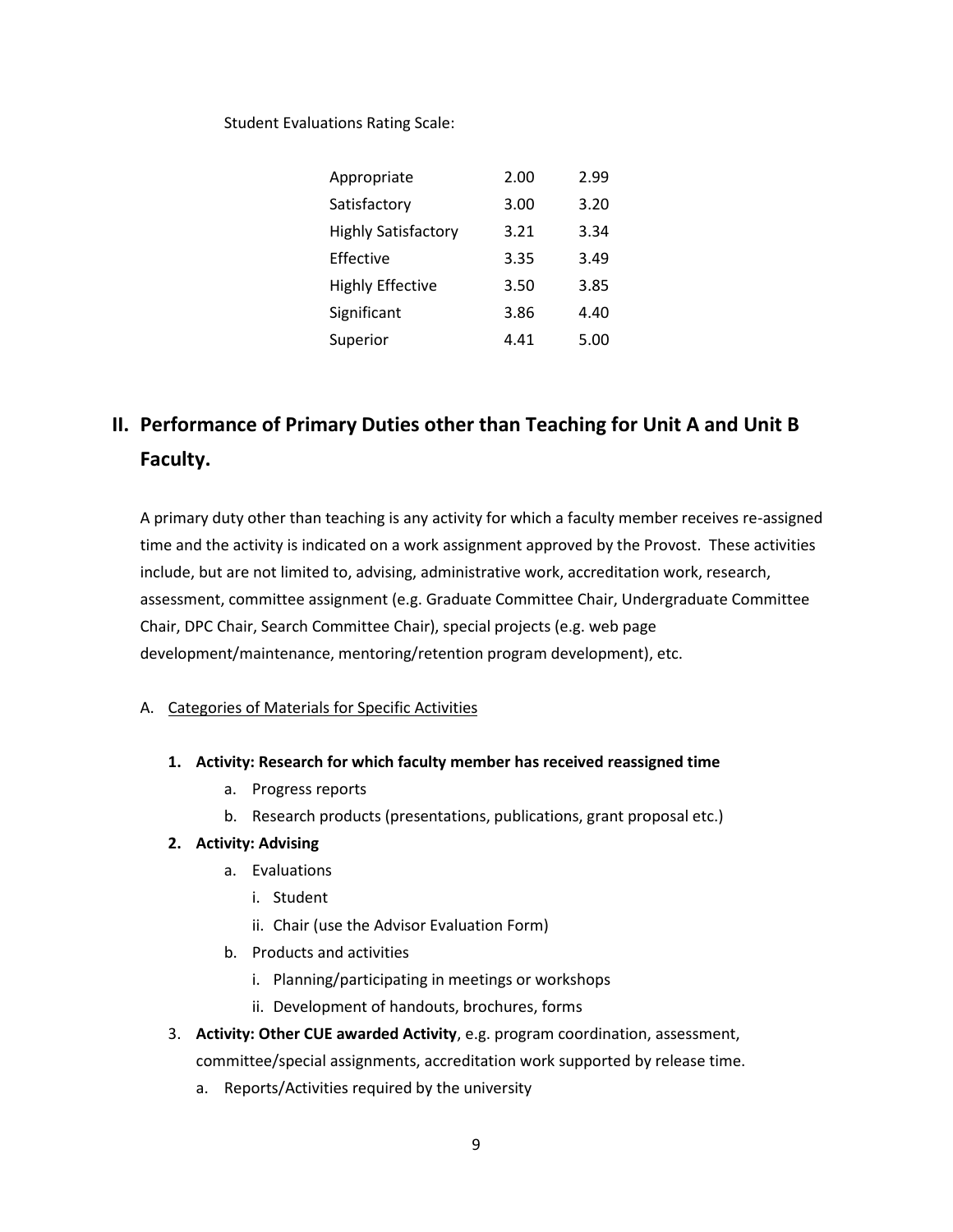Student Evaluations Rating Scale:

| | | |
|---|---|---|
| Appropriate | 2.00 | 2.99 |
| Satisfactory | 3.00 | 3.20 |
| Highly Satisfactory | 3.21 | 3.34 |
| Effective | 3.35 | 3.49 |
| Highly Effective | 3.50 | 3.85 |
| Significant | 3.86 | 4.40 |
| Superior | 4.41 | 5.00 |

## II. Performance of Primary Duties other than Teaching for Unit A and Unit B Faculty.

A primary duty other than teaching is any activity for which a faculty member receives re-assigned time and the activity is indicated on a work assignment approved by the Provost. These activities include, but are not limited to, advising, administrative work, accreditation work, research, assessment, committee assignment (e.g. Graduate Committee Chair, Undergraduate Committee Chair, DPC Chair, Search Committee Chair), special projects (e.g. web page development/maintenance, mentoring/retention program development), etc.

A. <u>Categories of Materials for Specific Activities</u>

1. **Activity: Research for which faculty member has received reassigned time**
   a. Progress reports
   b. Research products (presentations, publications, grant proposal etc.)
2. **Activity: Advising**
   a. Evaluations
      i. Student
      ii. Chair (use the Advisor Evaluation Form)
   b. Products and activities
      i. Planning/participating in meetings or workshops
      ii. Development of handouts, brochures, forms
3. **Activity: Other CUE awarded Activity**, e.g. program coordination, assessment, committee/special assignments, accreditation work supported by release time.
   a. Reports/Activities required by the university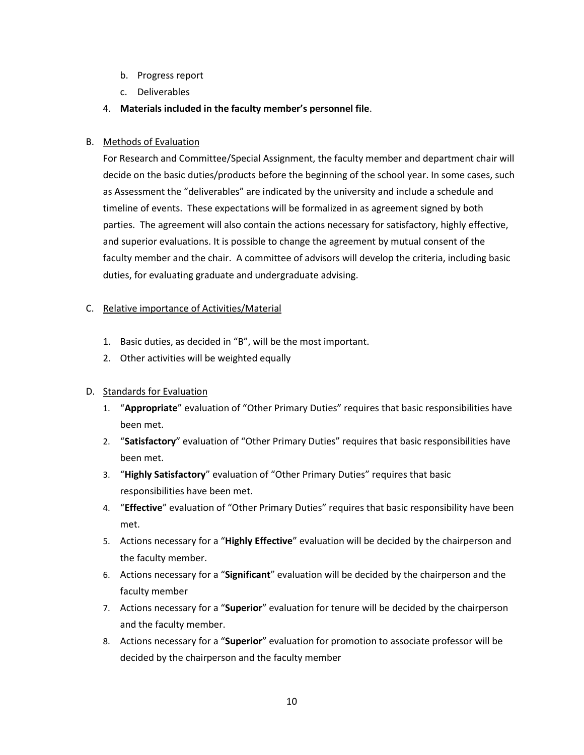b. Progress report
   c. Deliverables

4. **Materials included in the faculty member's personnel file**.

B. Methods of Evaluation

For Research and Committee/Special Assignment, the faculty member and department chair will decide on the basic duties/products before the beginning of the school year. In some cases, such as Assessment the "deliverables" are indicated by the university and include a schedule and timeline of events. These expectations will be formalized in as agreement signed by both parties. The agreement will also contain the actions necessary for satisfactory, highly effective, and superior evaluations. It is possible to change the agreement by mutual consent of the faculty member and the chair. A committee of advisors will develop the criteria, including basic duties, for evaluating graduate and undergraduate advising.

C. Relative importance of Activities/Material

1. Basic duties, as decided in "B", will be the most important.
2. Other activities will be weighted equally

D. Standards for Evaluation

1. "**Appropriate**" evaluation of "Other Primary Duties" requires that basic responsibilities have been met.
2. "**Satisfactory**" evaluation of "Other Primary Duties" requires that basic responsibilities have been met.
3. "**Highly Satisfactory**" evaluation of "Other Primary Duties" requires that basic responsibilities have been met.
4. "**Effective**" evaluation of "Other Primary Duties" requires that basic responsibility have been met.
5. Actions necessary for a "**Highly Effective**" evaluation will be decided by the chairperson and the faculty member.
6. Actions necessary for a "**Significant**" evaluation will be decided by the chairperson and the faculty member
7. Actions necessary for a "**Superior**" evaluation for tenure will be decided by the chairperson and the faculty member.
8. Actions necessary for a "**Superior**" evaluation for promotion to associate professor will be decided by the chairperson and the faculty member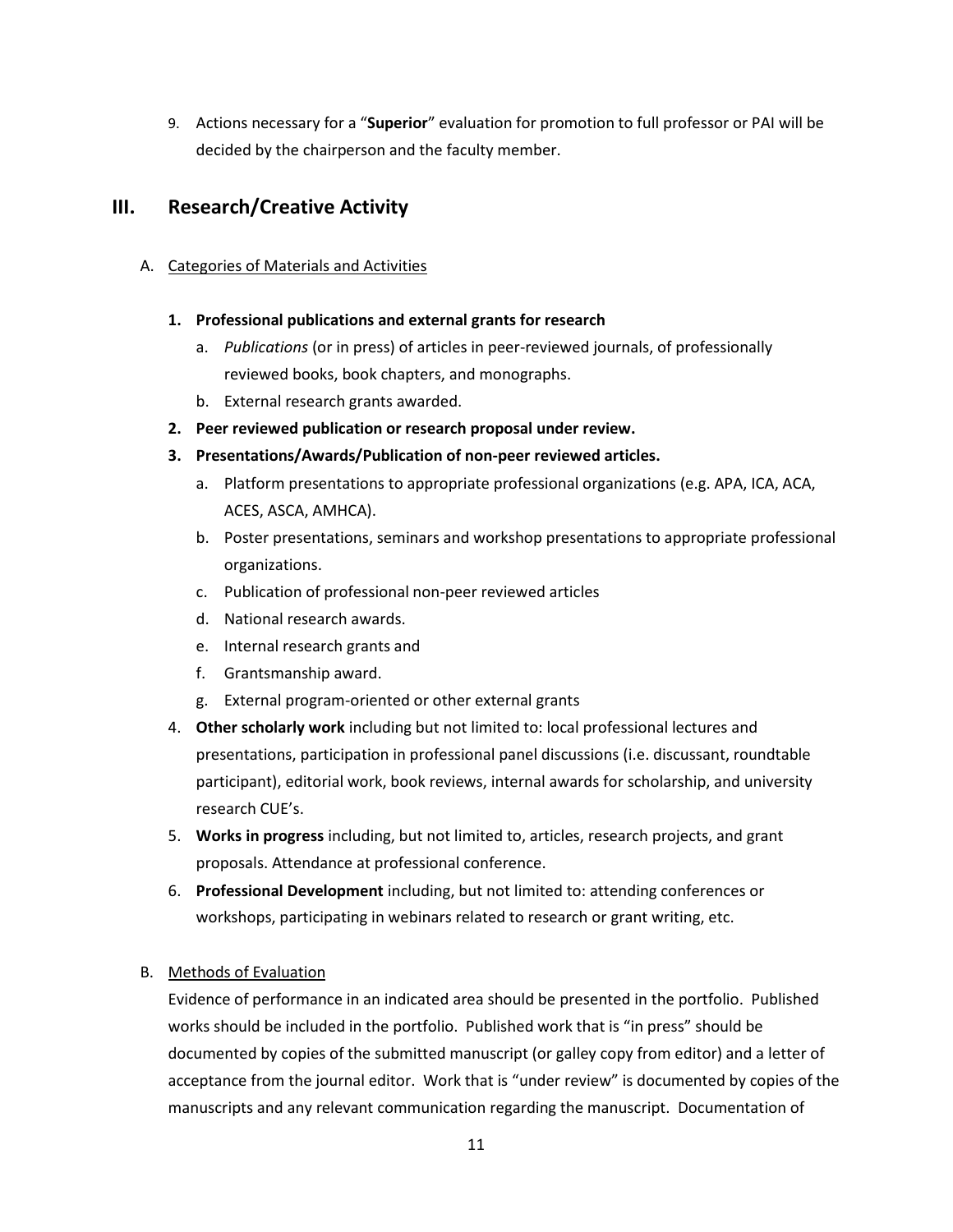9. Actions necessary for a "**Superior**" evaluation for promotion to full professor or PAI will be decided by the chairperson and the faculty member.

## III. Research/Creative Activity

### A. Categories of Materials and Activities

1. **Professional publications and external grants for research**
   a. *Publications* (or in press) of articles in peer-reviewed journals, of professionally reviewed books, book chapters, and monographs.
   b. External research grants awarded.
2. **Peer reviewed publication or research proposal under review.**
3. **Presentations/Awards/Publication of non-peer reviewed articles.**
   a. Platform presentations to appropriate professional organizations (e.g. APA, ICA, ACA, ACES, ASCA, AMHCA).
   b. Poster presentations, seminars and workshop presentations to appropriate professional organizations.
   c. Publication of professional non-peer reviewed articles
   d. National research awards.
   e. Internal research grants and
   f. Grantsmanship award.
   g. External program-oriented or other external grants
4. **Other scholarly work** including but not limited to: local professional lectures and presentations, participation in professional panel discussions (i.e. discussant, roundtable participant), editorial work, book reviews, internal awards for scholarship, and university research CUE's.
5. **Works in progress** including, but not limited to, articles, research projects, and grant proposals. Attendance at professional conference.
6. **Professional Development** including, but not limited to: attending conferences or workshops, participating in webinars related to research or grant writing, etc.

### B. Methods of Evaluation

Evidence of performance in an indicated area should be presented in the portfolio. Published works should be included in the portfolio. Published work that is "in press" should be documented by copies of the submitted manuscript (or galley copy from editor) and a letter of acceptance from the journal editor. Work that is "under review" is documented by copies of the manuscripts and any relevant communication regarding the manuscript. Documentation of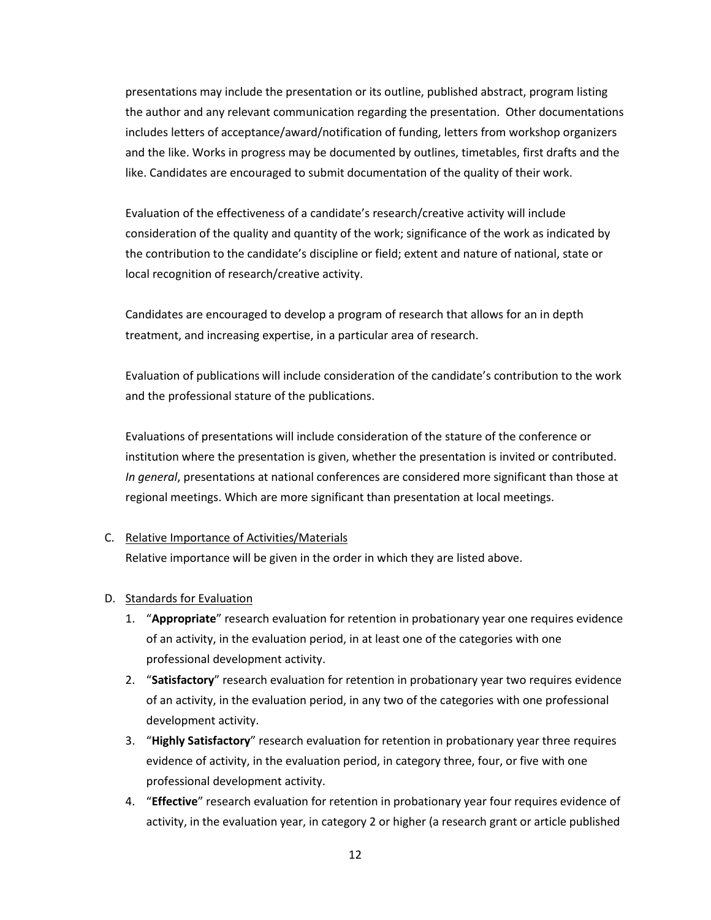presentations may include the presentation or its outline, published abstract, program listing the author and any relevant communication regarding the presentation. Other documentations includes letters of acceptance/award/notification of funding, letters from workshop organizers and the like. Works in progress may be documented by outlines, timetables, first drafts and the like. Candidates are encouraged to submit documentation of the quality of their work.

Evaluation of the effectiveness of a candidate's research/creative activity will include consideration of the quality and quantity of the work; significance of the work as indicated by the contribution to the candidate's discipline or field; extent and nature of national, state or local recognition of research/creative activity.

Candidates are encouraged to develop a program of research that allows for an in depth treatment, and increasing expertise, in a particular area of research.

Evaluation of publications will include consideration of the candidate's contribution to the work and the professional stature of the publications.

Evaluations of presentations will include consideration of the stature of the conference or institution where the presentation is given, whether the presentation is invited or contributed. *In general*, presentations at national conferences are considered more significant than those at regional meetings. Which are more significant than presentation at local meetings.

C. <u>Relative Importance of Activities/Materials</u>
   Relative importance will be given in the order in which they are listed above.

D. <u>Standards for Evaluation</u>
   1. "**Appropriate**" research evaluation for retention in probationary year one requires evidence of an activity, in the evaluation period, in at least one of the categories with one professional development activity.
   2. "**Satisfactory**" research evaluation for retention in probationary year two requires evidence of an activity, in the evaluation period, in any two of the categories with one professional development activity.
   3. "**Highly Satisfactory**" research evaluation for retention in probationary year three requires evidence of activity, in the evaluation period, in category three, four, or five with one professional development activity.
   4. "**Effective**" research evaluation for retention in probationary year four requires evidence of activity, in the evaluation year, in category 2 or higher (a research grant or article published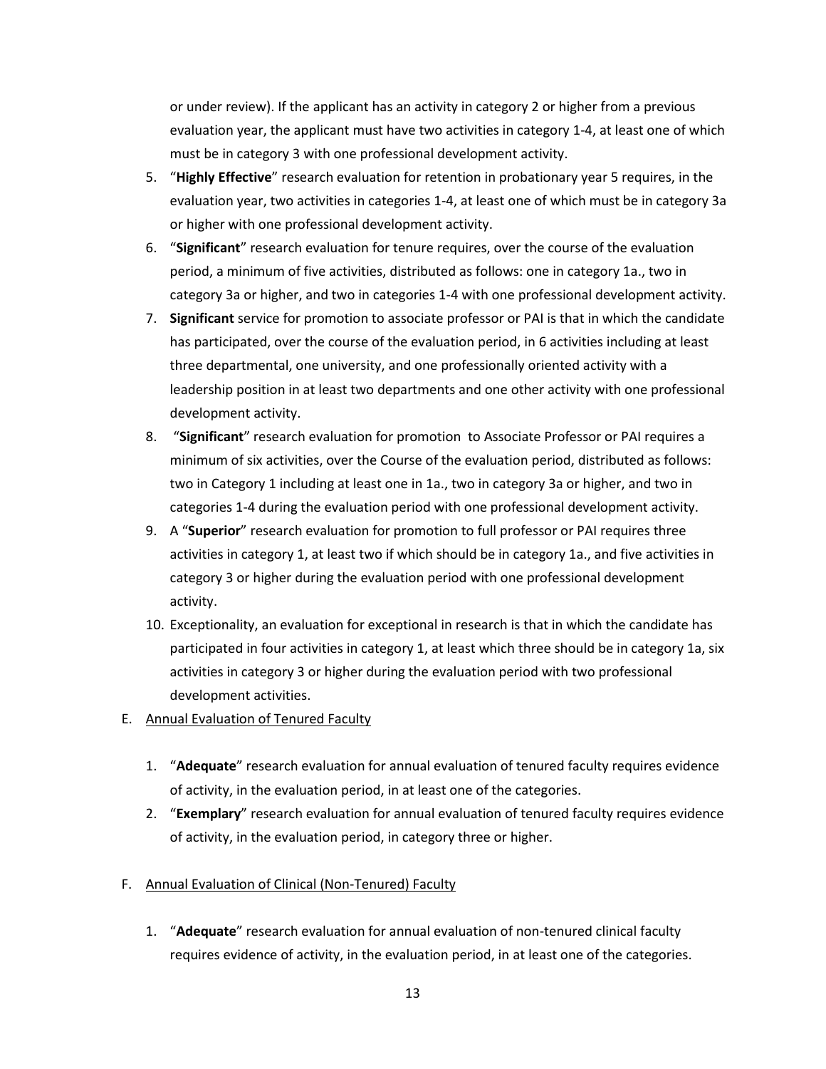or under review). If the applicant has an activity in category 2 or higher from a previous evaluation year, the applicant must have two activities in category 1-4, at least one of which must be in category 3 with one professional development activity.

5. "**Highly Effective**" research evaluation for retention in probationary year 5 requires, in the evaluation year, two activities in categories 1-4, at least one of which must be in category 3a or higher with one professional development activity.
6. "**Significant**" research evaluation for tenure requires, over the course of the evaluation period, a minimum of five activities, distributed as follows: one in category 1a., two in category 3a or higher, and two in categories 1-4 with one professional development activity.
7. **Significant** service for promotion to associate professor or PAI is that in which the candidate has participated, over the course of the evaluation period, in 6 activities including at least three departmental, one university, and one professionally oriented activity with a leadership position in at least two departments and one other activity with one professional development activity.
8. "**Significant**" research evaluation for promotion to Associate Professor or PAI requires a minimum of six activities, over the Course of the evaluation period, distributed as follows: two in Category 1 including at least one in 1a., two in category 3a or higher, and two in categories 1-4 during the evaluation period with one professional development activity.
9. A "**Superior**" research evaluation for promotion to full professor or PAI requires three activities in category 1, at least two if which should be in category 1a., and five activities in category 3 or higher during the evaluation period with one professional development activity.
10. Exceptionality, an evaluation for exceptional in research is that in which the candidate has participated in four activities in category 1, at least which three should be in category 1a, six activities in category 3 or higher during the evaluation period with two professional development activities.

E. Annual Evaluation of Tenured Faculty

1. "**Adequate**" research evaluation for annual evaluation of tenured faculty requires evidence of activity, in the evaluation period, in at least one of the categories.
2. "**Exemplary**" research evaluation for annual evaluation of tenured faculty requires evidence of activity, in the evaluation period, in category three or higher.

F. Annual Evaluation of Clinical (Non-Tenured) Faculty

1. "**Adequate**" research evaluation for annual evaluation of non-tenured clinical faculty requires evidence of activity, in the evaluation period, in at least one of the categories.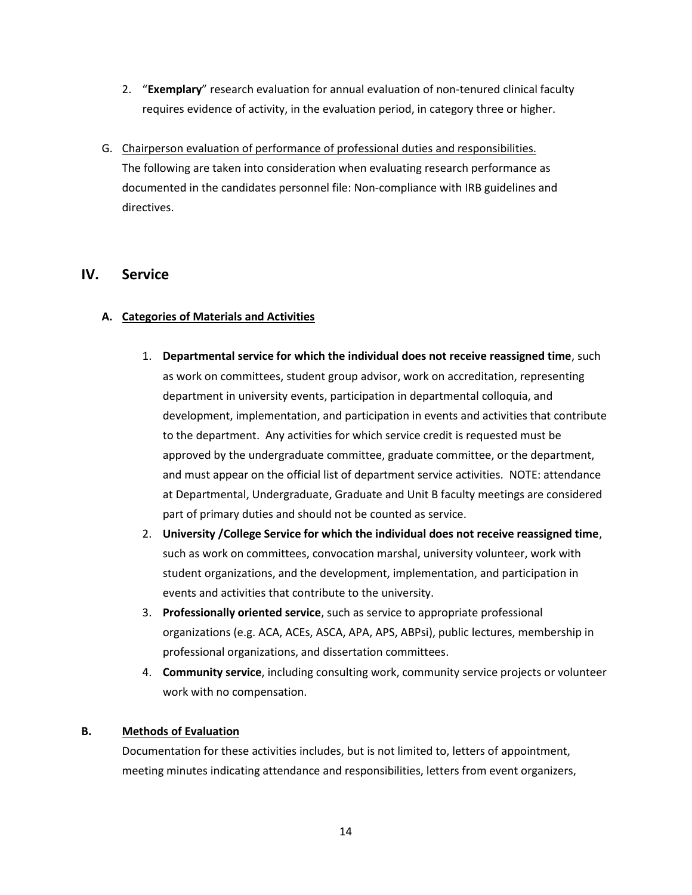2. "**Exemplary**" research evaluation for annual evaluation of non-tenured clinical faculty requires evidence of activity, in the evaluation period, in category three or higher.

G. <u>Chairperson evaluation of performance of professional duties and responsibilities.</u>
The following are taken into consideration when evaluating research performance as documented in the candidates personnel file: Non-compliance with IRB guidelines and directives.

## IV. Service

### A. <u>Categories of Materials and Activities</u>

1. **Departmental service for which the individual does not receive reassigned time**, such as work on committees, student group advisor, work on accreditation, representing department in university events, participation in departmental colloquia, and development, implementation, and participation in events and activities that contribute to the department. Any activities for which service credit is requested must be approved by the undergraduate committee, graduate committee, or the department, and must appear on the official list of department service activities. NOTE: attendance at Departmental, Undergraduate, Graduate and Unit B faculty meetings are considered part of primary duties and should not be counted as service.
2. **University /College Service for which the individual does not receive reassigned time**, such as work on committees, convocation marshal, university volunteer, work with student organizations, and the development, implementation, and participation in events and activities that contribute to the university.
3. **Professionally oriented service**, such as service to appropriate professional organizations (e.g. ACA, ACEs, ASCA, APA, APS, ABPsi), public lectures, membership in professional organizations, and dissertation committees.
4. **Community service**, including consulting work, community service projects or volunteer work with no compensation.

### B. <u>Methods of Evaluation</u>

Documentation for these activities includes, but is not limited to, letters of appointment, meeting minutes indicating attendance and responsibilities, letters from event organizers,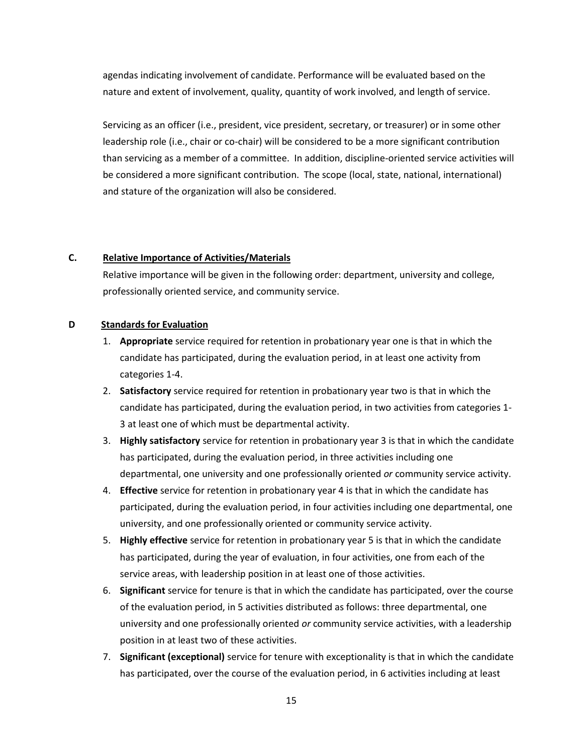agendas indicating involvement of candidate. Performance will be evaluated based on the nature and extent of involvement, quality, quantity of work involved, and length of service.

Servicing as an officer (i.e., president, vice president, secretary, or treasurer) or in some other leadership role (i.e., chair or co-chair) will be considered to be a more significant contribution than servicing as a member of a committee. In addition, discipline-oriented service activities will be considered a more significant contribution. The scope (local, state, national, international) and stature of the organization will also be considered.

### C. <u>Relative Importance of Activities/Materials</u>

Relative importance will be given in the following order: department, university and college, professionally oriented service, and community service.

### D <u>Standards for Evaluation</u>

1. **Appropriate** service required for retention in probationary year one is that in which the candidate has participated, during the evaluation period, in at least one activity from categories 1-4.
2. **Satisfactory** service required for retention in probationary year two is that in which the candidate has participated, during the evaluation period, in two activities from categories 1-3 at least one of which must be departmental activity.
3. **Highly satisfactory** service for retention in probationary year 3 is that in which the candidate has participated, during the evaluation period, in three activities including one departmental, one university and one professionally oriented *or* community service activity.
4. **Effective** service for retention in probationary year 4 is that in which the candidate has participated, during the evaluation period, in four activities including one departmental, one university, and one professionally oriented or community service activity.
5. **Highly effective** service for retention in probationary year 5 is that in which the candidate has participated, during the year of evaluation, in four activities, one from each of the service areas, with leadership position in at least one of those activities.
6. **Significant** service for tenure is that in which the candidate has participated, over the course of the evaluation period, in 5 activities distributed as follows: three departmental, one university and one professionally oriented *or* community service activities, with a leadership position in at least two of these activities.
7. **Significant (exceptional)** service for tenure with exceptionality is that in which the candidate has participated, over the course of the evaluation period, in 6 activities including at least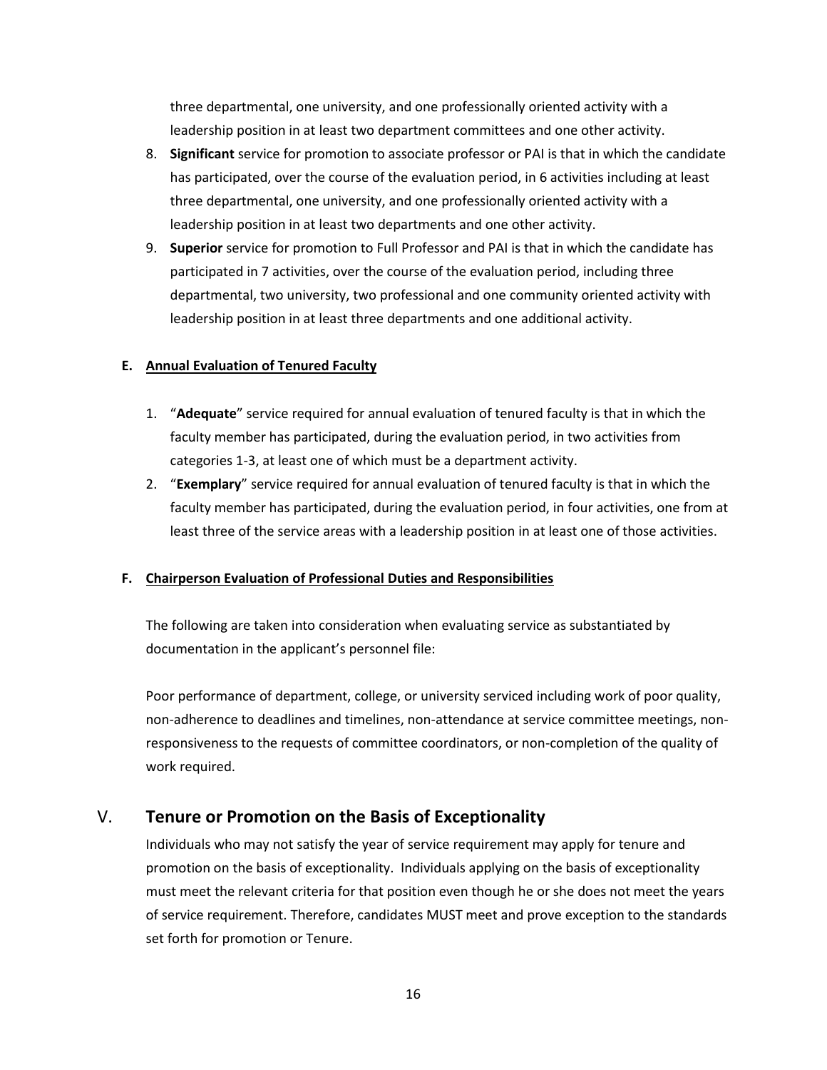three departmental, one university, and one professionally oriented activity with a leadership position in at least two department committees and one other activity.

8. **Significant** service for promotion to associate professor or PAI is that in which the candidate has participated, over the course of the evaluation period, in 6 activities including at least three departmental, one university, and one professionally oriented activity with a leadership position in at least two departments and one other activity.
9. **Superior** service for promotion to Full Professor and PAI is that in which the candidate has participated in 7 activities, over the course of the evaluation period, including three departmental, two university, two professional and one community oriented activity with leadership position in at least three departments and one additional activity.

#### E. Annual Evaluation of Tenured Faculty

1. "**Adequate**" service required for annual evaluation of tenured faculty is that in which the faculty member has participated, during the evaluation period, in two activities from categories 1-3, at least one of which must be a department activity.
2. "**Exemplary**" service required for annual evaluation of tenured faculty is that in which the faculty member has participated, during the evaluation period, in four activities, one from at least three of the service areas with a leadership position in at least one of those activities.

#### F. Chairperson Evaluation of Professional Duties and Responsibilities

The following are taken into consideration when evaluating service as substantiated by documentation in the applicant's personnel file:

Poor performance of department, college, or university serviced including work of poor quality, non-adherence to deadlines and timelines, non-attendance at service committee meetings, non-responsiveness to the requests of committee coordinators, or non-completion of the quality of work required.

## V. Tenure or Promotion on the Basis of Exceptionality

Individuals who may not satisfy the year of service requirement may apply for tenure and promotion on the basis of exceptionality. Individuals applying on the basis of exceptionality must meet the relevant criteria for that position even though he or she does not meet the years of service requirement. Therefore, candidates MUST meet and prove exception to the standards set forth for promotion or Tenure.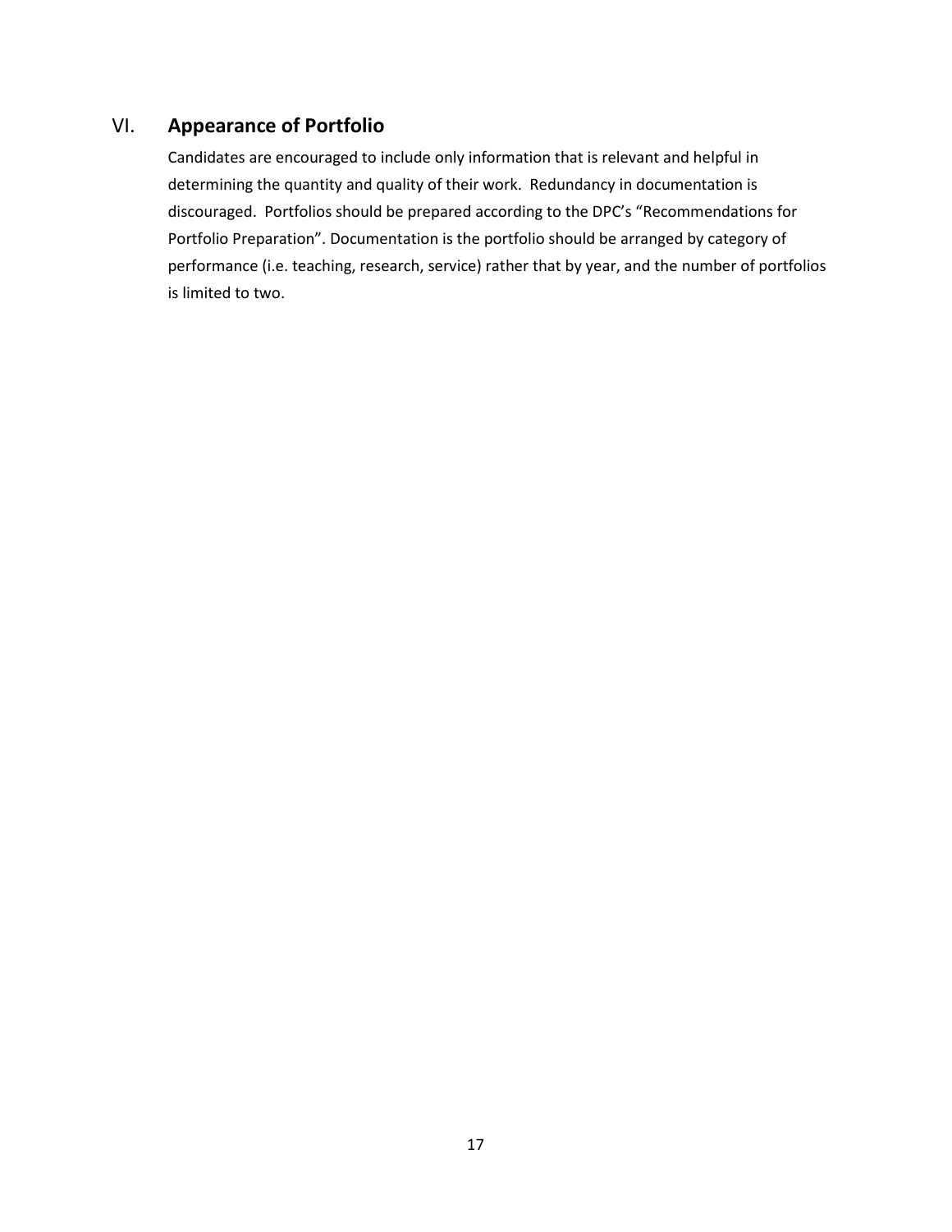## VI. **Appearance of Portfolio**

Candidates are encouraged to include only information that is relevant and helpful in determining the quantity and quality of their work. Redundancy in documentation is discouraged. Portfolios should be prepared according to the DPC's "Recommendations for Portfolio Preparation". Documentation is the portfolio should be arranged by category of performance (i.e. teaching, research, service) rather that by year, and the number of portfolios is limited to two.